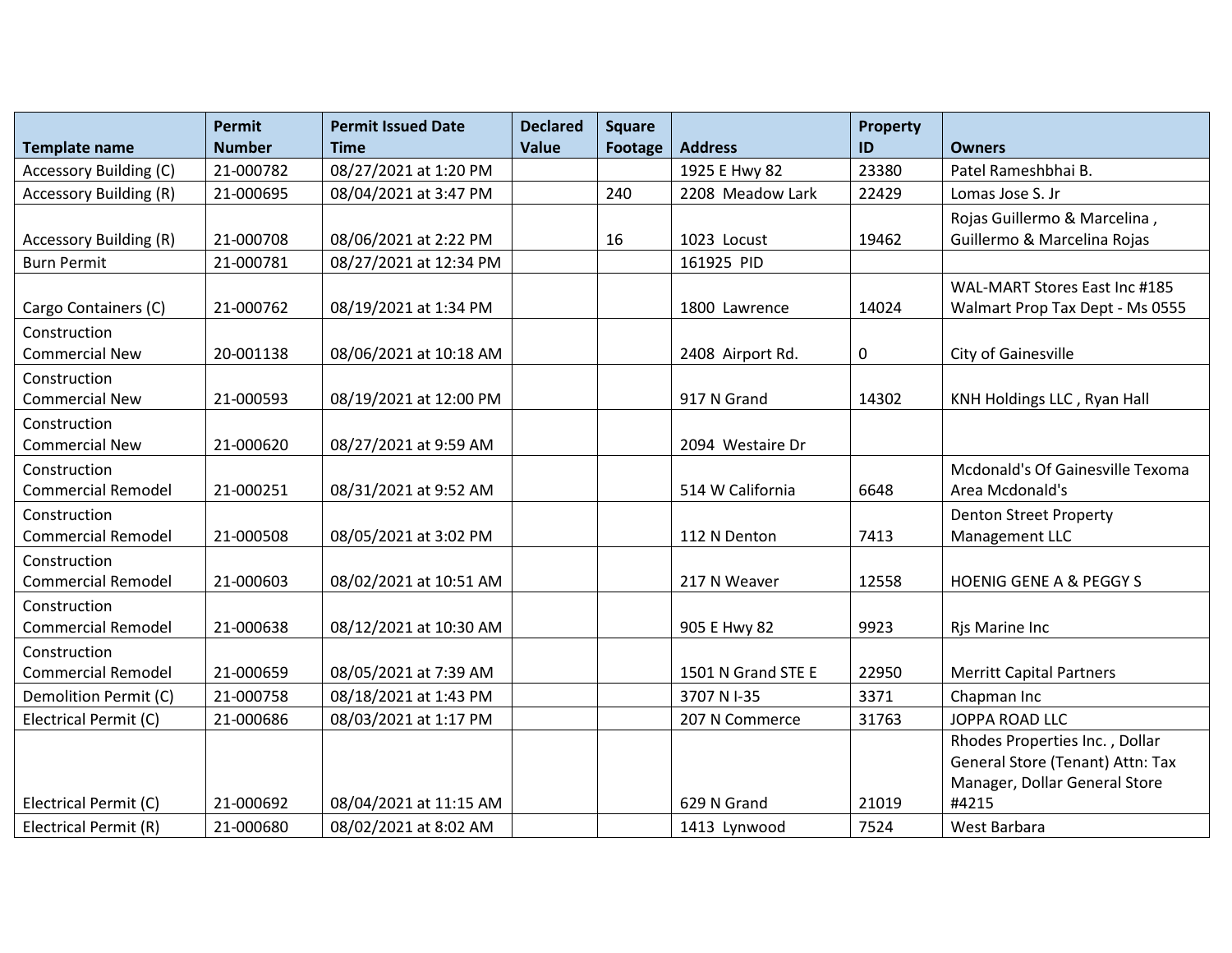| Template name | Permit Number | Permit Issued Date Time | Declared Value | Square Footage | Address | Property ID | Owners |
|---|---|---|---|---|---|---|---|
| Accessory Building (C) | 21-000782 | 08/27/2021 at 1:20 PM | | | 1925 E Hwy 82 | 23380 | Patel Rameshbhai B. |
| Accessory Building (R) | 21-000695 | 08/04/2021 at 3:47 PM | | 240 | 2208 Meadow Lark | 22429 | Lomas Jose S. Jr |
| Accessory Building (R) | 21-000708 | 08/06/2021 at 2:22 PM | | 16 | 1023 Locust | 19462 | Rojas Guillermo & Marcelina , Guillermo & Marcelina Rojas |
| Burn Permit | 21-000781 | 08/27/2021 at 12:34 PM | | | 161925 PID | | |
| Cargo Containers (C) | 21-000762 | 08/19/2021 at 1:34 PM | | | 1800 Lawrence | 14024 | WAL-MART Stores East Inc #185 Walmart Prop Tax Dept - Ms 0555 |
| Construction Commercial New | 20-001138 | 08/06/2021 at 10:18 AM | | | 2408 Airport Rd. | 0 | City of Gainesville |
| Construction Commercial New | 21-000593 | 08/19/2021 at 12:00 PM | | | 917 N Grand | 14302 | KNH Holdings LLC , Ryan Hall |
| Construction Commercial New | 21-000620 | 08/27/2021 at 9:59 AM | | | 2094 Westaire Dr | | |
| Construction Commercial Remodel | 21-000251 | 08/31/2021 at 9:52 AM | | | 514 W California | 6648 | Mcdonald's Of Gainesville Texoma Area Mcdonald's |
| Construction Commercial Remodel | 21-000508 | 08/05/2021 at 3:02 PM | | | 112 N Denton | 7413 | Denton Street Property Management LLC |
| Construction Commercial Remodel | 21-000603 | 08/02/2021 at 10:51 AM | | | 217 N Weaver | 12558 | HOENIG GENE A & PEGGY S |
| Construction Commercial Remodel | 21-000638 | 08/12/2021 at 10:30 AM | | | 905 E Hwy 82 | 9923 | Rjs Marine Inc |
| Construction Commercial Remodel | 21-000659 | 08/05/2021 at 7:39 AM | | | 1501 N Grand STE E | 22950 | Merritt Capital Partners |
| Demolition Permit (C) | 21-000758 | 08/18/2021 at 1:43 PM | | | 3707 N I-35 | 3371 | Chapman Inc |
| Electrical Permit (C) | 21-000686 | 08/03/2021 at 1:17 PM | | | 207 N Commerce | 31763 | JOPPA ROAD LLC |
| Electrical Permit (C) | 21-000692 | 08/04/2021 at 11:15 AM | | | 629 N Grand | 21019 | Rhodes Properties Inc. , Dollar General Store (Tenant) Attn: Tax Manager, Dollar General Store #4215 |
| Electrical Permit (R) | 21-000680 | 08/02/2021 at 8:02 AM | | | 1413 Lynwood | 7524 | West Barbara |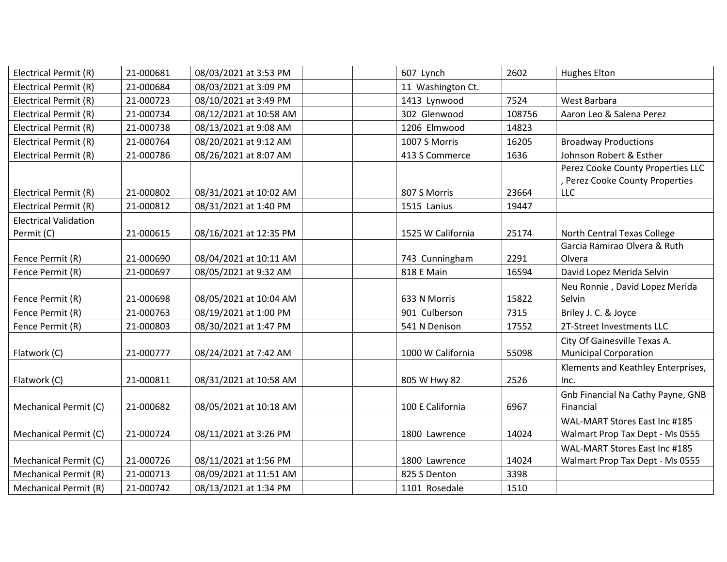| | | | | | | | |
|---|---|---|---|---|---|---|---|
| Electrical Permit (R) | 21-000681 | 08/03/2021 at 3:53 PM | | | 607 Lynch | 2602 | Hughes Elton |
| Electrical Permit (R) | 21-000684 | 08/03/2021 at 3:09 PM | | | 11 Washington Ct. | | |
| Electrical Permit (R) | 21-000723 | 08/10/2021 at 3:49 PM | | | 1413 Lynwood | 7524 | West Barbara |
| Electrical Permit (R) | 21-000734 | 08/12/2021 at 10:58 AM | | | 302 Glenwood | 108756 | Aaron Leo & Salena Perez |
| Electrical Permit (R) | 21-000738 | 08/13/2021 at 9:08 AM | | | 1206 Elmwood | 14823 | |
| Electrical Permit (R) | 21-000764 | 08/20/2021 at 9:12 AM | | | 1007 S Morris | 16205 | Broadway Productions |
| Electrical Permit (R) | 21-000786 | 08/26/2021 at 8:07 AM | | | 413 S Commerce | 1636 | Johnson Robert & Esther |
| Electrical Permit (R) | 21-000802 | 08/31/2021 at 10:02 AM | | | 807 S Morris | 23664 | Perez Cooke County Properties LLC , Perez Cooke County Properties LLC |
| Electrical Permit (R) | 21-000812 | 08/31/2021 at 1:40 PM | | | 1515 Lanius | 19447 | |
| Electrical Validation Permit (C) | 21-000615 | 08/16/2021 at 12:35 PM | | | 1525 W California | 25174 | North Central Texas College |
| Fence Permit (R) | 21-000690 | 08/04/2021 at 10:11 AM | | | 743 Cunningham | 2291 | Garcia Ramirao Olvera & Ruth Olvera |
| Fence Permit (R) | 21-000697 | 08/05/2021 at 9:32 AM | | | 818 E Main | 16594 | David Lopez Merida Selvin |
| Fence Permit (R) | 21-000698 | 08/05/2021 at 10:04 AM | | | 633 N Morris | 15822 | Neu Ronnie , David Lopez Merida Selvin |
| Fence Permit (R) | 21-000763 | 08/19/2021 at 1:00 PM | | | 901 Culberson | 7315 | Briley J. C. & Joyce |
| Fence Permit (R) | 21-000803 | 08/30/2021 at 1:47 PM | | | 541 N Denison | 17552 | 2T-Street Investments LLC |
| Flatwork (C) | 21-000777 | 08/24/2021 at 7:42 AM | | | 1000 W California | 55098 | City Of Gainesville Texas A. Municipal Corporation |
| Flatwork (C) | 21-000811 | 08/31/2021 at 10:58 AM | | | 805 W Hwy 82 | 2526 | Klements and Keathley Enterprises, Inc. |
| Mechanical Permit (C) | 21-000682 | 08/05/2021 at 10:18 AM | | | 100 E California | 6967 | Gnb Financial Na Cathy Payne, GNB Financial |
| Mechanical Permit (C) | 21-000724 | 08/11/2021 at 3:26 PM | | | 1800 Lawrence | 14024 | WAL-MART Stores East Inc #185 Walmart Prop Tax Dept - Ms 0555 |
| Mechanical Permit (C) | 21-000726 | 08/11/2021 at 1:56 PM | | | 1800 Lawrence | 14024 | WAL-MART Stores East Inc #185 Walmart Prop Tax Dept - Ms 0555 |
| Mechanical Permit (R) | 21-000713 | 08/09/2021 at 11:51 AM | | | 825 S Denton | 3398 | |
| Mechanical Permit (R) | 21-000742 | 08/13/2021 at 1:34 PM | | | 1101 Rosedale | 1510 | |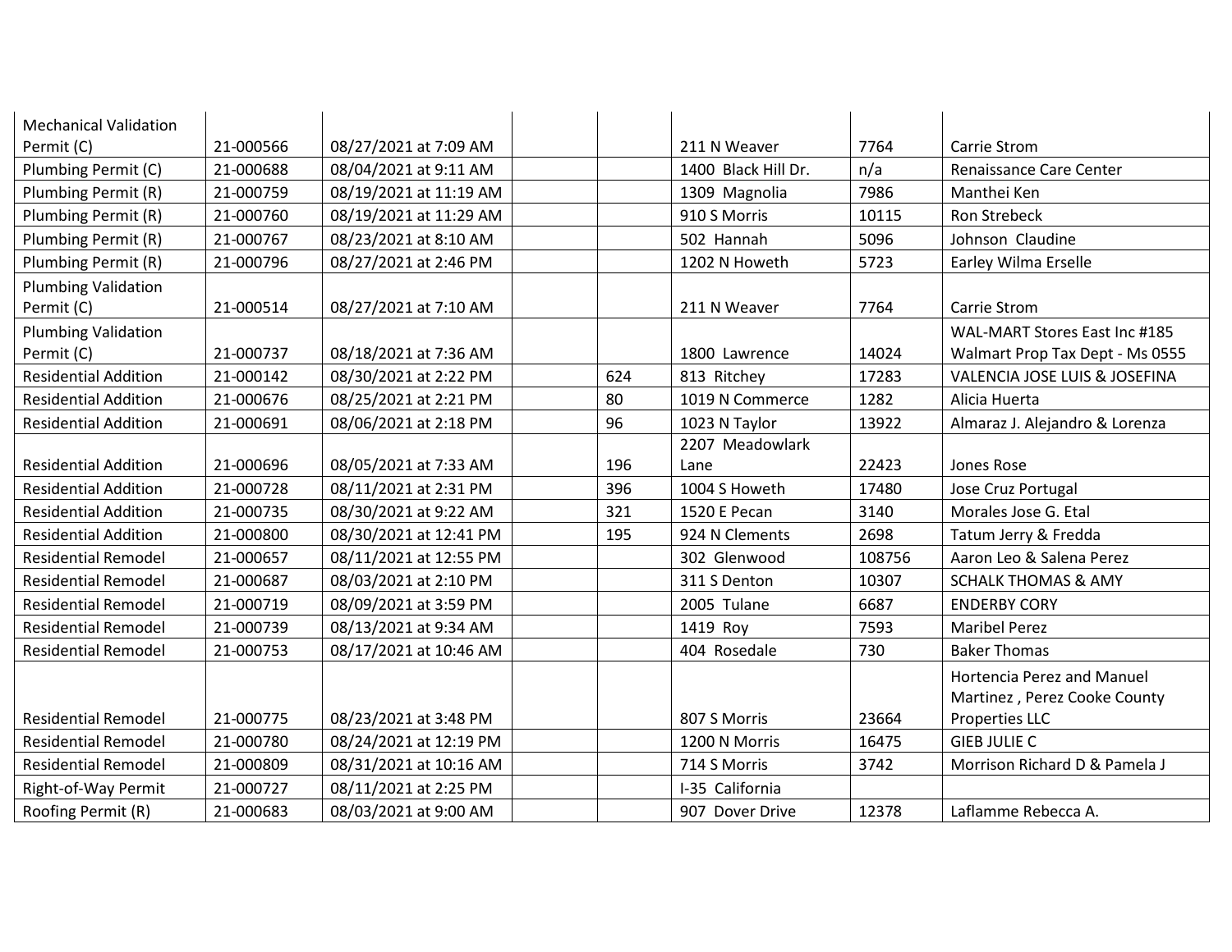| | | | | | | | |
|---|---|---|---|---|---|---|---|
| Mechanical Validation Permit (C) | 21-000566 | 08/27/2021 at 7:09 AM | | | 211 N Weaver | 7764 | Carrie Strom |
| Plumbing Permit (C) | 21-000688 | 08/04/2021 at 9:11 AM | | | 1400 Black Hill Dr. | n/a | Renaissance Care Center |
| Plumbing Permit (R) | 21-000759 | 08/19/2021 at 11:19 AM | | | 1309 Magnolia | 7986 | Manthei Ken |
| Plumbing Permit (R) | 21-000760 | 08/19/2021 at 11:29 AM | | | 910 S Morris | 10115 | Ron Strebeck |
| Plumbing Permit (R) | 21-000767 | 08/23/2021 at 8:10 AM | | | 502 Hannah | 5096 | Johnson Claudine |
| Plumbing Permit (R) | 21-000796 | 08/27/2021 at 2:46 PM | | | 1202 N Howeth | 5723 | Earley Wilma Erselle |
| Plumbing Validation Permit (C) | 21-000514 | 08/27/2021 at 7:10 AM | | | 211 N Weaver | 7764 | Carrie Strom |
| Plumbing Validation Permit (C) | 21-000737 | 08/18/2021 at 7:36 AM | | | 1800 Lawrence | 14024 | WAL-MART Stores East Inc #185 Walmart Prop Tax Dept - Ms 0555 |
| Residential Addition | 21-000142 | 08/30/2021 at 2:22 PM | | 624 | 813 Ritchey | 17283 | VALENCIA JOSE LUIS & JOSEFINA |
| Residential Addition | 21-000676 | 08/25/2021 at 2:21 PM | | 80 | 1019 N Commerce | 1282 | Alicia Huerta |
| Residential Addition | 21-000691 | 08/06/2021 at 2:18 PM | | 96 | 1023 N Taylor | 13922 | Almaraz J. Alejandro & Lorenza |
| Residential Addition | 21-000696 | 08/05/2021 at 7:33 AM | | 196 | 2207 Meadowlark Lane | 22423 | Jones Rose |
| Residential Addition | 21-000728 | 08/11/2021 at 2:31 PM | | 396 | 1004 S Howeth | 17480 | Jose Cruz Portugal |
| Residential Addition | 21-000735 | 08/30/2021 at 9:22 AM | | 321 | 1520 E Pecan | 3140 | Morales Jose G. Etal |
| Residential Addition | 21-000800 | 08/30/2021 at 12:41 PM | | 195 | 924 N Clements | 2698 | Tatum Jerry & Fredda |
| Residential Remodel | 21-000657 | 08/11/2021 at 12:55 PM | | | 302 Glenwood | 108756 | Aaron Leo & Salena Perez |
| Residential Remodel | 21-000687 | 08/03/2021 at 2:10 PM | | | 311 S Denton | 10307 | SCHALK THOMAS & AMY |
| Residential Remodel | 21-000719 | 08/09/2021 at 3:59 PM | | | 2005 Tulane | 6687 | ENDERBY CORY |
| Residential Remodel | 21-000739 | 08/13/2021 at 9:34 AM | | | 1419 Roy | 7593 | Maribel Perez |
| Residential Remodel | 21-000753 | 08/17/2021 at 10:46 AM | | | 404 Rosedale | 730 | Baker Thomas |
| Residential Remodel | 21-000775 | 08/23/2021 at 3:48 PM | | | 807 S Morris | 23664 | Hortencia Perez and Manuel Martinez , Perez Cooke County Properties LLC |
| Residential Remodel | 21-000780 | 08/24/2021 at 12:19 PM | | | 1200 N Morris | 16475 | GIEB JULIE C |
| Residential Remodel | 21-000809 | 08/31/2021 at 10:16 AM | | | 714 S Morris | 3742 | Morrison Richard D & Pamela J |
| Right-of-Way Permit | 21-000727 | 08/11/2021 at 2:25 PM | | | I-35 California | | |
| Roofing Permit (R) | 21-000683 | 08/03/2021 at 9:00 AM | | | 907 Dover Drive | 12378 | Laflamme Rebecca A. |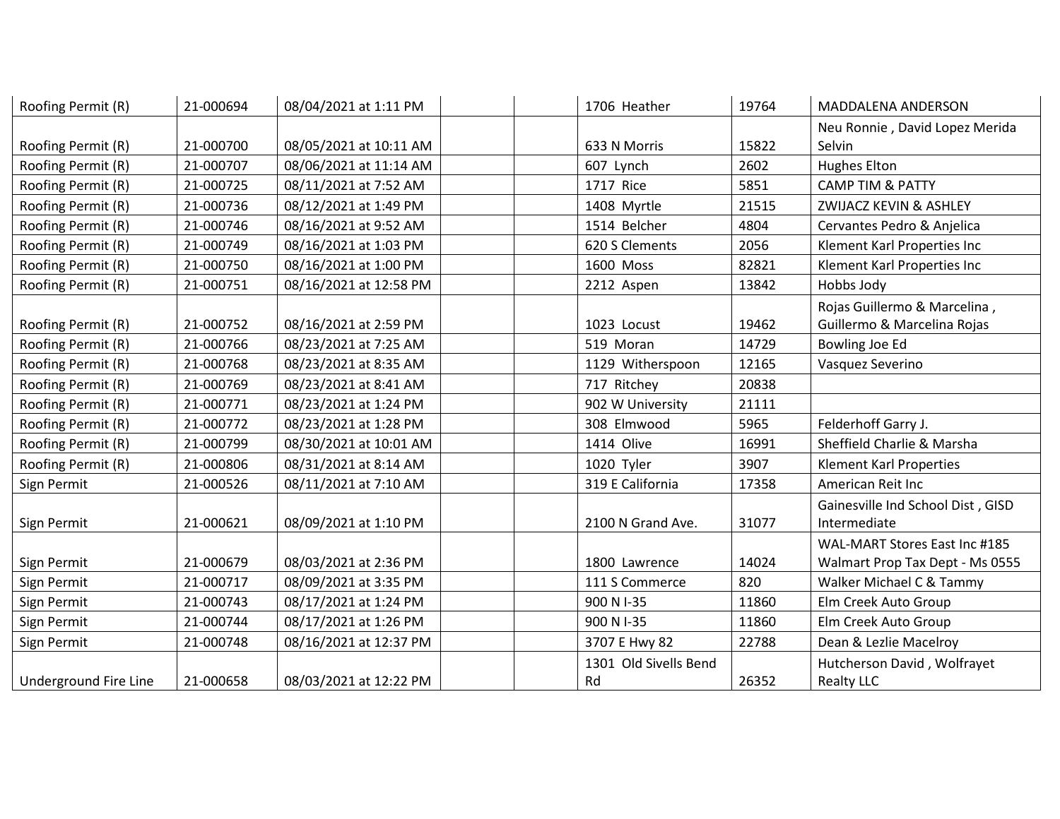| | | | | | | | |
|---|---|---|---|---|---|---|---|
| Roofing Permit (R) | 21-000694 | 08/04/2021 at 1:11 PM | | | 1706 Heather | 19764 | MADDALENA ANDERSON |
| Roofing Permit (R) | 21-000700 | 08/05/2021 at 10:11 AM | | | 633 N Morris | 15822 | Neu Ronnie , David Lopez Merida Selvin |
| Roofing Permit (R) | 21-000707 | 08/06/2021 at 11:14 AM | | | 607 Lynch | 2602 | Hughes Elton |
| Roofing Permit (R) | 21-000725 | 08/11/2021 at 7:52 AM | | | 1717 Rice | 5851 | CAMP TIM & PATTY |
| Roofing Permit (R) | 21-000736 | 08/12/2021 at 1:49 PM | | | 1408 Myrtle | 21515 | ZWIJACZ KEVIN & ASHLEY |
| Roofing Permit (R) | 21-000746 | 08/16/2021 at 9:52 AM | | | 1514 Belcher | 4804 | Cervantes Pedro & Anjelica |
| Roofing Permit (R) | 21-000749 | 08/16/2021 at 1:03 PM | | | 620 S Clements | 2056 | Klement Karl Properties Inc |
| Roofing Permit (R) | 21-000750 | 08/16/2021 at 1:00 PM | | | 1600 Moss | 82821 | Klement Karl Properties Inc |
| Roofing Permit (R) | 21-000751 | 08/16/2021 at 12:58 PM | | | 2212 Aspen | 13842 | Hobbs Jody |
| Roofing Permit (R) | 21-000752 | 08/16/2021 at 2:59 PM | | | 1023 Locust | 19462 | Rojas Guillermo & Marcelina , Guillermo & Marcelina Rojas |
| Roofing Permit (R) | 21-000766 | 08/23/2021 at 7:25 AM | | | 519 Moran | 14729 | Bowling Joe Ed |
| Roofing Permit (R) | 21-000768 | 08/23/2021 at 8:35 AM | | | 1129 Witherspoon | 12165 | Vasquez Severino |
| Roofing Permit (R) | 21-000769 | 08/23/2021 at 8:41 AM | | | 717 Ritchey | 20838 | |
| Roofing Permit (R) | 21-000771 | 08/23/2021 at 1:24 PM | | | 902 W University | 21111 | |
| Roofing Permit (R) | 21-000772 | 08/23/2021 at 1:28 PM | | | 308 Elmwood | 5965 | Felderhoff Garry J. |
| Roofing Permit (R) | 21-000799 | 08/30/2021 at 10:01 AM | | | 1414 Olive | 16991 | Sheffield Charlie & Marsha |
| Roofing Permit (R) | 21-000806 | 08/31/2021 at 8:14 AM | | | 1020 Tyler | 3907 | Klement Karl Properties |
| Sign Permit | 21-000526 | 08/11/2021 at 7:10 AM | | | 319 E California | 17358 | American Reit Inc |
| Sign Permit | 21-000621 | 08/09/2021 at 1:10 PM | | | 2100 N Grand Ave. | 31077 | Gainesville Ind School Dist , GISD Intermediate |
| Sign Permit | 21-000679 | 08/03/2021 at 2:36 PM | | | 1800 Lawrence | 14024 | WAL-MART Stores East Inc #185 Walmart Prop Tax Dept - Ms 0555 |
| Sign Permit | 21-000717 | 08/09/2021 at 3:35 PM | | | 111 S Commerce | 820 | Walker Michael C & Tammy |
| Sign Permit | 21-000743 | 08/17/2021 at 1:24 PM | | | 900 N I-35 | 11860 | Elm Creek Auto Group |
| Sign Permit | 21-000744 | 08/17/2021 at 1:26 PM | | | 900 N I-35 | 11860 | Elm Creek Auto Group |
| Sign Permit | 21-000748 | 08/16/2021 at 12:37 PM | | | 3707 E Hwy 82 | 22788 | Dean & Lezlie Macelroy |
| Underground Fire Line | 21-000658 | 08/03/2021 at 12:22 PM | | | 1301 Old Sivells Bend Rd | 26352 | Hutcherson David , Wolfrayet Realty LLC |